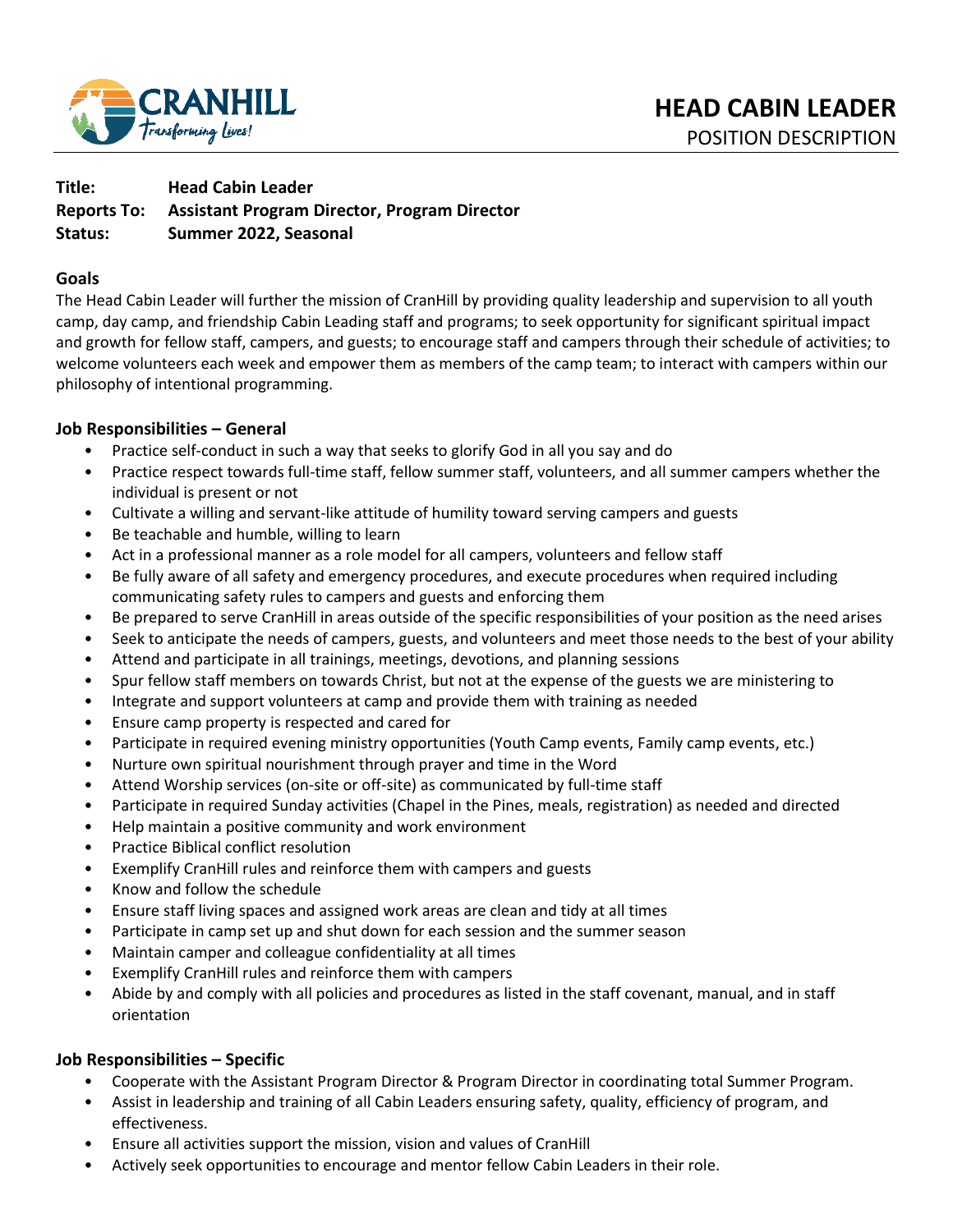CRANHILL
*Transforming Lives!*

# HEAD CABIN LEADER
POSITION DESCRIPTION

**Title:** Head Cabin Leader
**Reports To:** Assistant Program Director, Program Director
**Status:** Summer 2022, Seasonal

## Goals

The Head Cabin Leader will further the mission of CranHill by providing quality leadership and supervision to all youth camp, day camp, and friendship Cabin Leading staff and programs; to seek opportunity for significant spiritual impact and growth for fellow staff, campers, and guests; to encourage staff and campers through their schedule of activities; to welcome volunteers each week and empower them as members of the camp team; to interact with campers within our philosophy of intentional programming.

## Job Responsibilities – General

- Practice self-conduct in such a way that seeks to glorify God in all you say and do
- Practice respect towards full-time staff, fellow summer staff, volunteers, and all summer campers whether the individual is present or not
- Cultivate a willing and servant-like attitude of humility toward serving campers and guests
- Be teachable and humble, willing to learn
- Act in a professional manner as a role model for all campers, volunteers and fellow staff
- Be fully aware of all safety and emergency procedures, and execute procedures when required including communicating safety rules to campers and guests and enforcing them
- Be prepared to serve CranHill in areas outside of the specific responsibilities of your position as the need arises
- Seek to anticipate the needs of campers, guests, and volunteers and meet those needs to the best of your ability
- Attend and participate in all trainings, meetings, devotions, and planning sessions
- Spur fellow staff members on towards Christ, but not at the expense of the guests we are ministering to
- Integrate and support volunteers at camp and provide them with training as needed
- Ensure camp property is respected and cared for
- Participate in required evening ministry opportunities (Youth Camp events, Family camp events, etc.)
- Nurture own spiritual nourishment through prayer and time in the Word
- Attend Worship services (on-site or off-site) as communicated by full-time staff
- Participate in required Sunday activities (Chapel in the Pines, meals, registration) as needed and directed
- Help maintain a positive community and work environment
- Practice Biblical conflict resolution
- Exemplify CranHill rules and reinforce them with campers and guests
- Know and follow the schedule
- Ensure staff living spaces and assigned work areas are clean and tidy at all times
- Participate in camp set up and shut down for each session and the summer season
- Maintain camper and colleague confidentiality at all times
- Exemplify CranHill rules and reinforce them with campers
- Abide by and comply with all policies and procedures as listed in the staff covenant, manual, and in staff orientation

## Job Responsibilities – Specific

- Cooperate with the Assistant Program Director & Program Director in coordinating total Summer Program.
- Assist in leadership and training of all Cabin Leaders ensuring safety, quality, efficiency of program, and effectiveness.
- Ensure all activities support the mission, vision and values of CranHill
- Actively seek opportunities to encourage and mentor fellow Cabin Leaders in their role.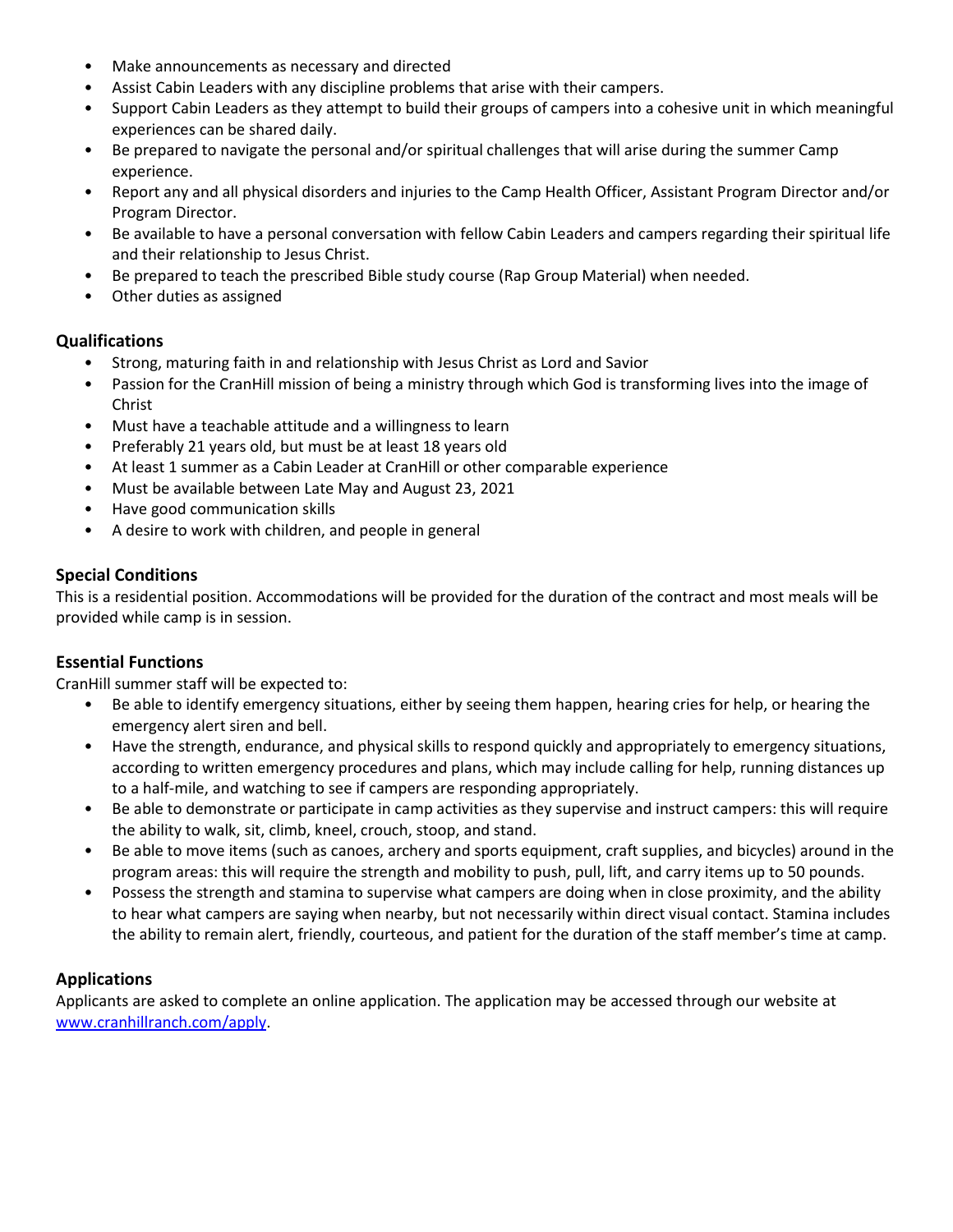- Make announcements as necessary and directed
- Assist Cabin Leaders with any discipline problems that arise with their campers.
- Support Cabin Leaders as they attempt to build their groups of campers into a cohesive unit in which meaningful experiences can be shared daily.
- Be prepared to navigate the personal and/or spiritual challenges that will arise during the summer Camp experience.
- Report any and all physical disorders and injuries to the Camp Health Officer, Assistant Program Director and/or Program Director.
- Be available to have a personal conversation with fellow Cabin Leaders and campers regarding their spiritual life and their relationship to Jesus Christ.
- Be prepared to teach the prescribed Bible study course (Rap Group Material) when needed.
- Other duties as assigned

## Qualifications

- Strong, maturing faith in and relationship with Jesus Christ as Lord and Savior
- Passion for the CranHill mission of being a ministry through which God is transforming lives into the image of Christ
- Must have a teachable attitude and a willingness to learn
- Preferably 21 years old, but must be at least 18 years old
- At least 1 summer as a Cabin Leader at CranHill or other comparable experience
- Must be available between Late May and August 23, 2021
- Have good communication skills
- A desire to work with children, and people in general

## Special Conditions

This is a residential position. Accommodations will be provided for the duration of the contract and most meals will be provided while camp is in session.

## Essential Functions

CranHill summer staff will be expected to:

- Be able to identify emergency situations, either by seeing them happen, hearing cries for help, or hearing the emergency alert siren and bell.
- Have the strength, endurance, and physical skills to respond quickly and appropriately to emergency situations, according to written emergency procedures and plans, which may include calling for help, running distances up to a half-mile, and watching to see if campers are responding appropriately.
- Be able to demonstrate or participate in camp activities as they supervise and instruct campers: this will require the ability to walk, sit, climb, kneel, crouch, stoop, and stand.
- Be able to move items (such as canoes, archery and sports equipment, craft supplies, and bicycles) around in the program areas: this will require the strength and mobility to push, pull, lift, and carry items up to 50 pounds.
- Possess the strength and stamina to supervise what campers are doing when in close proximity, and the ability to hear what campers are saying when nearby, but not necessarily within direct visual contact. Stamina includes the ability to remain alert, friendly, courteous, and patient for the duration of the staff member's time at camp.

## Applications

Applicants are asked to complete an online application. The application may be accessed through our website at [www.cranhillranch.com/apply](http://www.cranhillranch.com/apply).